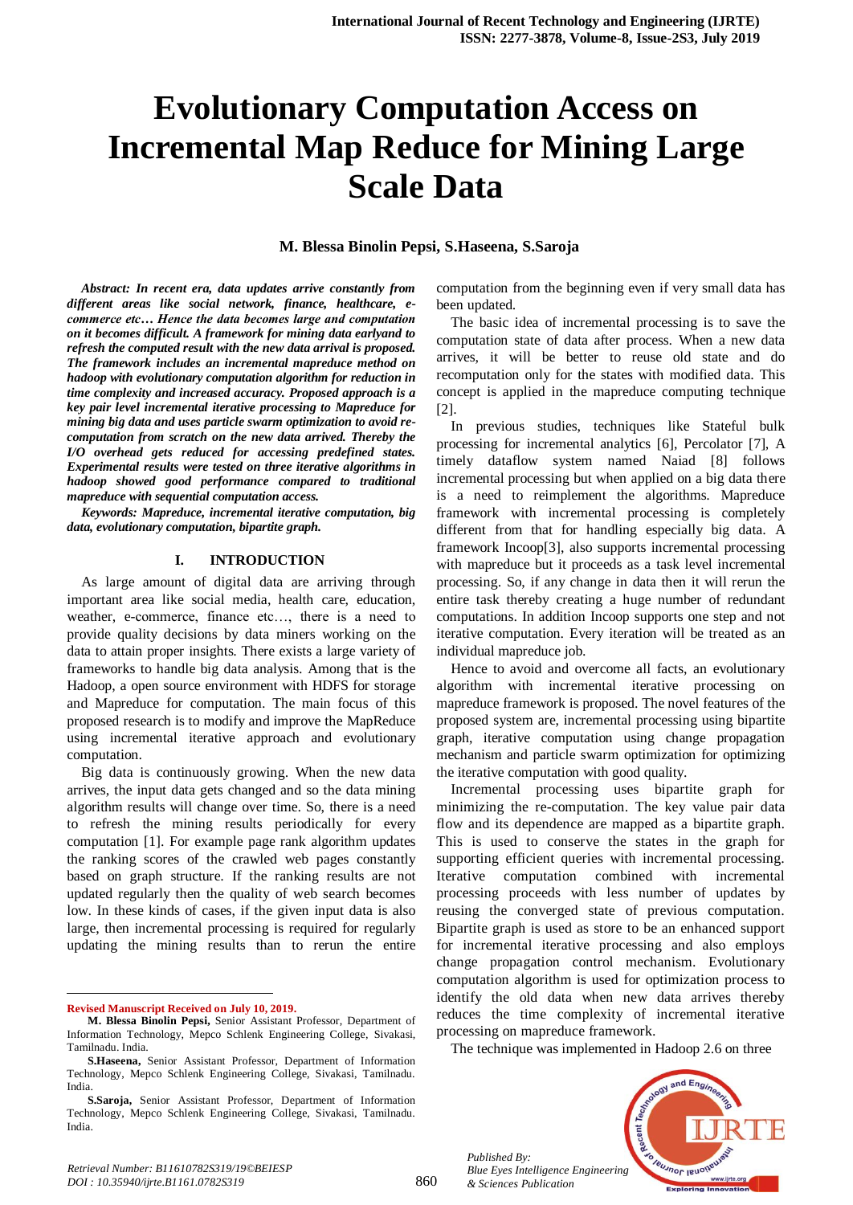# Evolutionary Computation Access on Incremental Map Reduce for Mining Large Scale Data

**M. Blessa Binolin Pepsi, S.Haseena, S.Saroja**

***Abstract: In recent era, data updates arrive constantly from different areas like social network, finance, healthcare, e-commerce etc… Hence the data becomes large and computation on it becomes difficult. A framework for mining data earlyand to refresh the computed result with the new data arrival is proposed. The framework includes an incremental mapreduce method on hadoop with evolutionary computation algorithm for reduction in time complexity and increased accuracy. Proposed approach is a key pair level incremental iterative processing to Mapreduce for mining big data and uses particle swarm optimization to avoid re-computation from scratch on the new data arrived. Thereby the I/O overhead gets reduced for accessing predefined states. Experimental results were tested on three iterative algorithms in hadoop showed good performance compared to traditional mapreduce with sequential computation access.***

***Keywords: Mapreduce, incremental iterative computation, big data, evolutionary computation, bipartite graph.***

## I. INTRODUCTION

As large amount of digital data are arriving through important area like social media, health care, education, weather, e-commerce, finance etc…, there is a need to provide quality decisions by data miners working on the data to attain proper insights. There exists a large variety of frameworks to handle big data analysis. Among that is the Hadoop, a open source environment with HDFS for storage and Mapreduce for computation. The main focus of this proposed research is to modify and improve the MapReduce using incremental iterative approach and evolutionary computation.

Big data is continuously growing. When the new data arrives, the input data gets changed and so the data mining algorithm results will change over time. So, there is a need to refresh the mining results periodically for every computation [1]. For example page rank algorithm updates the ranking scores of the crawled web pages constantly based on graph structure. If the ranking results are not updated regularly then the quality of web search becomes low. In these kinds of cases, if the given input data is also large, then incremental processing is required for regularly updating the mining results than to rerun the entire computation from the beginning even if very small data has been updated.

The basic idea of incremental processing is to save the computation state of data after process. When a new data arrives, it will be better to reuse old state and do recomputation only for the states with modified data. This concept is applied in the mapreduce computing technique [2].

In previous studies, techniques like Stateful bulk processing for incremental analytics [6], Percolator [7], A timely dataflow system named Naiad [8] follows incremental processing but when applied on a big data there is a need to reimplement the algorithms. Mapreduce framework with incremental processing is completely different from that for handling especially big data. A framework Incoop[3], also supports incremental processing with mapreduce but it proceeds as a task level incremental processing. So, if any change in data then it will rerun the entire task thereby creating a huge number of redundant computations. In addition Incoop supports one step and not iterative computation. Every iteration will be treated as an individual mapreduce job.

Hence to avoid and overcome all facts, an evolutionary algorithm with incremental iterative processing on mapreduce framework is proposed. The novel features of the proposed system are, incremental processing using bipartite graph, iterative computation using change propagation mechanism and particle swarm optimization for optimizing the iterative computation with good quality.

Incremental processing uses bipartite graph for minimizing the re-computation. The key value pair data flow and its dependence are mapped as a bipartite graph. This is used to conserve the states in the graph for supporting efficient queries with incremental processing. Iterative computation combined with incremental processing proceeds with less number of updates by reusing the converged state of previous computation. Bipartite graph is used as store to be an enhanced support for incremental iterative processing and also employs change propagation control mechanism. Evolutionary computation algorithm is used for optimization process to identify the old data when new data arrives thereby reduces the time complexity of incremental iterative processing on mapreduce framework.

The technique was implemented in Hadoop 2.6 on three

---

**Revised Manuscript Received on July 10, 2019.**

**M. Blessa Binolin Pepsi,** Senior Assistant Professor, Department of Information Technology, Mepco Schlenk Engineering College, Sivakasi, Tamilnadu. India.

**S.Haseena,** Senior Assistant Professor, Department of Information Technology, Mepco Schlenk Engineering College, Sivakasi, Tamilnadu. India.

**S.Saroja,** Senior Assistant Professor, Department of Information Technology, Mepco Schlenk Engineering College, Sivakasi, Tamilnadu. India.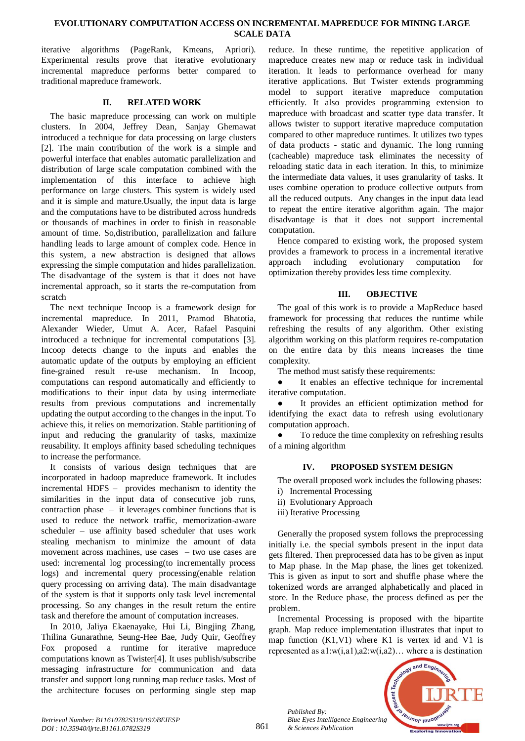iterative algorithms (PageRank, Kmeans, Apriori). Experimental results prove that iterative evolutionary incremental mapreduce performs better compared to traditional mapreduce framework.

## II. RELATED WORK

The basic mapreduce processing can work on multiple clusters. In 2004, Jeffrey Dean, Sanjay Ghemawat introduced a technique for data processing on large clusters [2]. The main contribution of the work is a simple and powerful interface that enables automatic parallelization and distribution of large scale computation combined with the implementation of this interface to achieve high performance on large clusters. This system is widely used and it is simple and mature.Usually, the input data is large and the computations have to be distributed across hundreds or thousands of machines in order to finish in reasonable amount of time. So,distribution, parallelization and failure handling leads to large amount of complex code. Hence in this system, a new abstraction is designed that allows expressing the simple computation and hides parallelization. The disadvantage of the system is that it does not have incremental approach, so it starts the re-computation from scratch

The next technique Incoop is a framework design for incremental mapreduce. In 2011, Pramod Bhatotia, Alexander Wieder, Umut A. Acer, Rafael Pasquini introduced a technique for incremental computations [3]. Incoop detects change to the inputs and enables the automatic update of the outputs by employing an efficient fine-grained result re-use mechanism. In Incoop, computations can respond automatically and efficiently to modifications to their input data by using intermediate results from previous computations and incrementally updating the output according to the changes in the input. To achieve this, it relies on memorization. Stable partitioning of input and reducing the granularity of tasks, maximize reusability. It employs affinity based scheduling techniques to increase the performance.

It consists of various design techniques that are incorporated in hadoop mapreduce framework. It includes incremental HDFS – provides mechanism to identity the similarities in the input data of consecutive job runs, contraction phase – it leverages combiner functions that is used to reduce the network traffic, memorization-aware scheduler – use affinity based scheduler that uses work stealing mechanism to minimize the amount of data movement across machines, use cases – two use cases are used: incremental log processing(to incrementally process logs) and incremental query processing(enable relation query processing on arriving data). The main disadvantage of the system is that it supports only task level incremental processing. So any changes in the result return the entire task and therefore the amount of computation increases.

In 2010, Jaliya Ekaenayake, Hui Li, Bingjing Zhang, Thilina Gunarathne, Seung-Hee Bae, Judy Quir, Geoffrey Fox proposed a runtime for iterative mapreduce computations known as Twister[4]. It uses publish/subscribe messaging infrastructure for communication and data transfer and support long running map reduce tasks. Most of the architecture focuses on performing single step map reduce. In these runtime, the repetitive application of mapreduce creates new map or reduce task in individual iteration. It leads to performance overhead for many iterative applications. But Twister extends programming model to support iterative mapreduce computation efficiently. It also provides programming extension to mapreduce with broadcast and scatter type data transfer. It allows twister to support iterative mapreduce computation compared to other mapreduce runtimes. It utilizes two types of data products - static and dynamic. The long running (cacheable) mapreduce task eliminates the necessity of reloading static data in each iteration. In this, to minimize the intermediate data values, it uses granularity of tasks. It uses combine operation to produce collective outputs from all the reduced outputs. Any changes in the input data lead to repeat the entire iterative algorithm again. The major disadvantage is that it does not support incremental computation.

Hence compared to existing work, the proposed system provides a framework to process in a incremental iterative approach including evolutionary computation for optimization thereby provides less time complexity.

## III. OBJECTIVE

The goal of this work is to provide a MapReduce based framework for processing that reduces the runtime while refreshing the results of any algorithm. Other existing algorithm working on this platform requires re-computation on the entire data by this means increases the time complexity.

The method must satisfy these requirements:

- It enables an effective technique for incremental iterative computation.
- It provides an efficient optimization method for identifying the exact data to refresh using evolutionary computation approach.
- To reduce the time complexity on refreshing results of a mining algorithm

## IV. PROPOSED SYSTEM DESIGN

The overall proposed work includes the following phases:

i) Incremental Processing
ii) Evolutionary Approach
iii) Iterative Processing

Generally the proposed system follows the preprocessing initially i.e. the special symbols present in the input data gets filtered. Then preprocessed data has to be given as input to Map phase. In the Map phase, the lines get tokenized. This is given as input to sort and shuffle phase where the tokenized words are arranged alphabetically and placed in store. In the Reduce phase, the process defined as per the problem.

Incremental Processing is proposed with the bipartite graph. Map reduce implementation illustrates that input to map function (K1,V1) where K1 is vertex id and V1 is represented as a1:w(i,a1),a2:w(i,a2)… where a is destination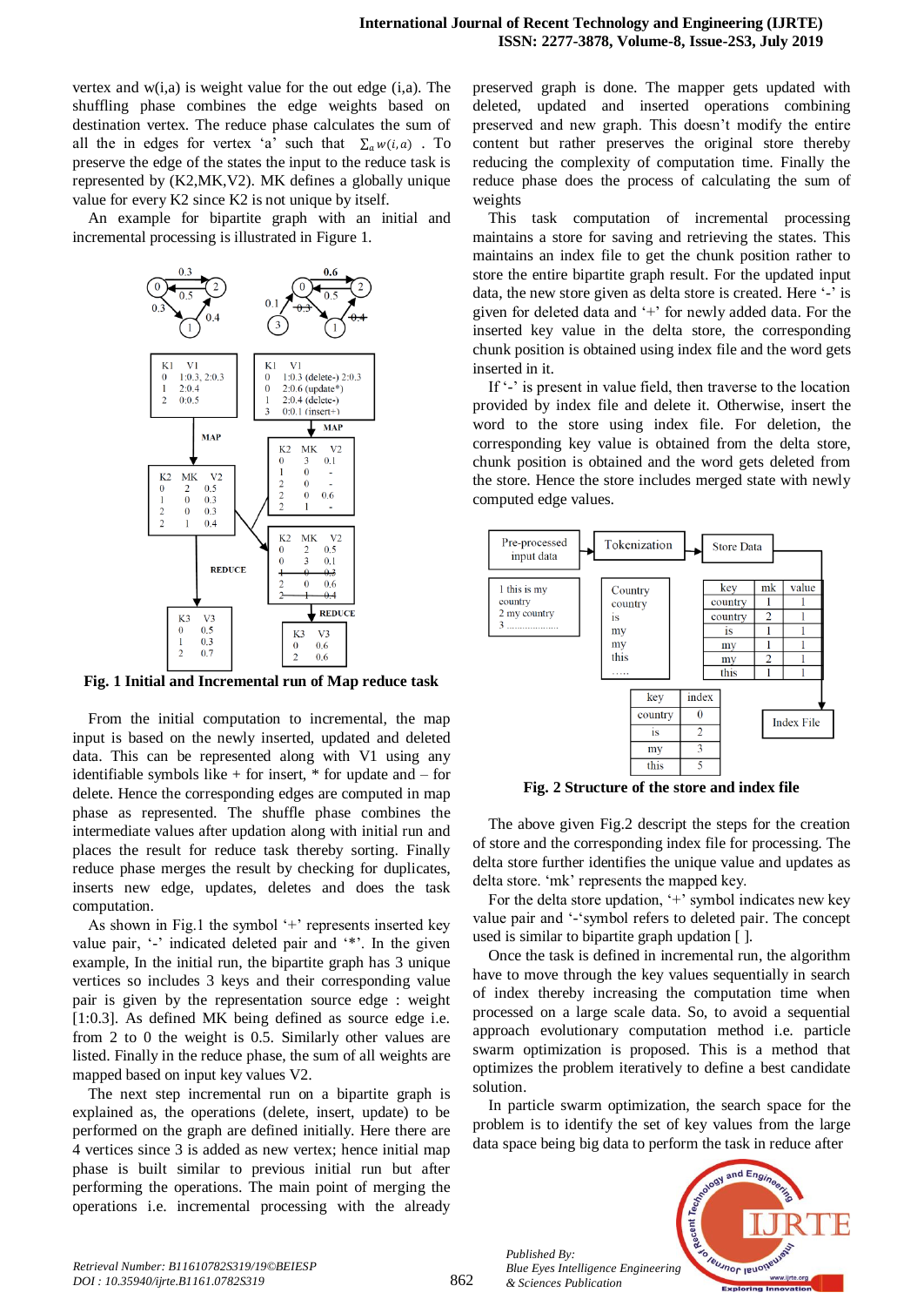vertex and w(i,a) is weight value for the out edge (i,a). The shuffling phase combines the edge weights based on destination vertex. The reduce phase calculates the sum of all the in edges for vertex 'a' such that $\sum_a w(i,a)$ . To preserve the edge of the states the input to the reduce task is represented by (K2,MK,V2). MK defines a globally unique value for every K2 since K2 is not unique by itself.

An example for bipartite graph with an initial and incremental processing is illustrated in Figure 1.

**Fig. 1 Initial and Incremental run of Map reduce task**

From the initial computation to incremental, the map input is based on the newly inserted, updated and deleted data. This can be represented along with V1 using any identifiable symbols like + for insert, * for update and – for delete. Hence the corresponding edges are computed in map phase as represented. The shuffle phase combines the intermediate values after updation along with initial run and places the result for reduce task thereby sorting. Finally reduce phase merges the result by checking for duplicates, inserts new edge, updates, deletes and does the task computation.

As shown in Fig.1 the symbol '+' represents inserted key value pair, '-' indicated deleted pair and '*'. In the given example, In the initial run, the bipartite graph has 3 unique vertices so includes 3 keys and their corresponding value pair is given by the representation source edge : weight [1:0.3]. As defined MK being defined as source edge i.e. from 2 to 0 the weight is 0.5. Similarly other values are listed. Finally in the reduce phase, the sum of all weights are mapped based on input key values V2.

The next step incremental run on a bipartite graph is explained as, the operations (delete, insert, update) to be performed on the graph are defined initially. Here there are 4 vertices since 3 is added as new vertex; hence initial map phase is built similar to previous initial run but after performing the operations. The main point of merging the operations i.e. incremental processing with the already preserved graph is done. The mapper gets updated with deleted, updated and inserted operations combining preserved and new graph. This doesn't modify the entire content but rather preserves the original store thereby reducing the complexity of computation time. Finally the reduce phase does the process of calculating the sum of weights

This task computation of incremental processing maintains a store for saving and retrieving the states. This maintains an index file to get the chunk position rather to store the entire bipartite graph result. For the updated input data, the new store given as delta store is created. Here '-' is given for deleted data and '+' for newly added data. For the inserted key value in the delta store, the corresponding chunk position is obtained using index file and the word gets inserted in it.

If '-' is present in value field, then traverse to the location provided by index file and delete it. Otherwise, insert the word to the store using index file. For deletion, the corresponding key value is obtained from the delta store, chunk position is obtained and the word gets deleted from the store. Hence the store includes merged state with newly computed edge values.

**Fig. 2 Structure of the store and index file**

The above given Fig.2 descript the steps for the creation of store and the corresponding index file for processing. The delta store further identifies the unique value and updates as delta store. 'mk' represents the mapped key.

For the delta store updation, '+' symbol indicates new key value pair and '-'symbol refers to deleted pair. The concept used is similar to bipartite graph updation [ ].

Once the task is defined in incremental run, the algorithm have to move through the key values sequentially in search of index thereby increasing the computation time when processed on a large scale data. So, to avoid a sequential approach evolutionary computation method i.e. particle swarm optimization is proposed. This is a method that optimizes the problem iteratively to define a best candidate solution.

In particle swarm optimization, the search space for the problem is to identify the set of key values from the large data space being big data to perform the task in reduce after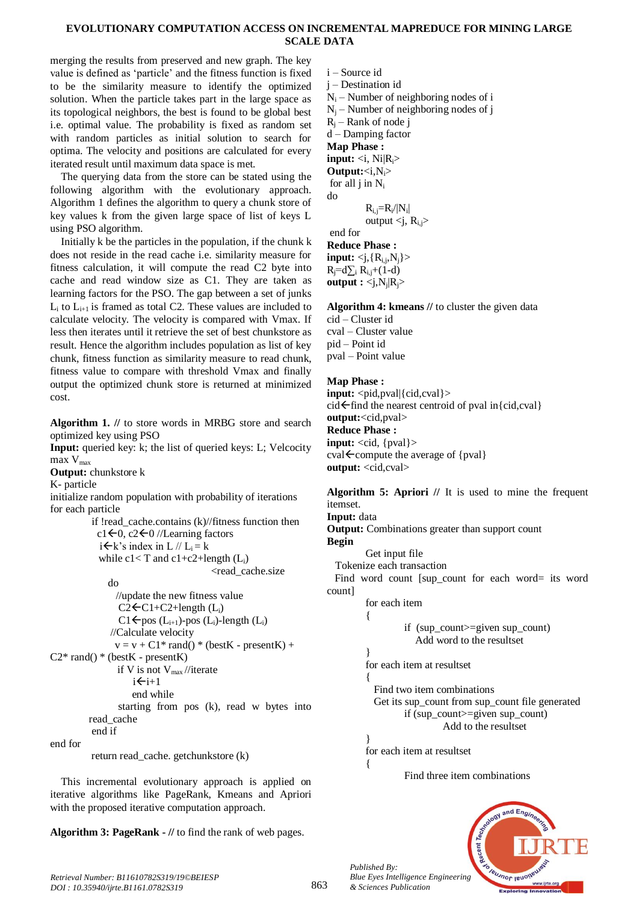merging the results from preserved and new graph. The key value is defined as 'particle' and the fitness function is fixed to be the similarity measure to identify the optimized solution. When the particle takes part in the large space as its topological neighbors, the best is found to be global best i.e. optimal value. The probability is fixed as random set with random particles as initial solution to search for optima. The velocity and positions are calculated for every iterated result until maximum data space is met.

The querying data from the store can be stated using the following algorithm with the evolutionary approach. Algorithm 1 defines the algorithm to query a chunk store of key values k from the given large space of list of keys L using PSO algorithm.

Initially k be the particles in the population, if the chunk k does not reside in the read cache i.e. similarity measure for fitness calculation, it will compute the read C2 byte into cache and read window size as C1. They are taken as learning factors for the PSO. The gap between a set of junks $L_i$ to $L_{i+1}$ is framed as total C2. These values are included to calculate velocity. The velocity is compared with Vmax. If less then iterates until it retrieve the set of best chunkstore as result. Hence the algorithm includes population as list of key chunk, fitness function as similarity measure to read chunk, fitness value to compare with threshold Vmax and finally output the optimized chunk store is returned at minimized cost.

**Algorithm 1. //** to store words in MRBG store and search optimized key using PSO

**Input:** queried key: k; the list of queried keys: L; Velcocity max $V_{max}$

**Output:** chunkstore k

```
K- particle
initialize random population with probability of iterations
for each particle
        if !read_cache.contains (k)//fitness function then
          c1←0, c2←0 //Learning factors
          i←k's index in L // Li = k
          while c1< T and c1+c2+length (Li)
                                        <read_cache.size
            do
              //update the new fitness value
              C2←C1+C2+length (Li)
              C1←pos (Li+1)-pos (Li)-length (Li)
             //Calculate velocity
              v = v + C1* rand() * (bestK - presentK) +
C2* rand() * (bestK - presentK)
              if V is not Vmax //iterate
                  i←i+1
                  end while
              starting from pos (k), read w bytes into
        read_cache
         end if
end for
        return read_cache. getchunkstore (k)
```

This incremental evolutionary approach is applied on iterative algorithms like PageRank, Kmeans and Apriori with the proposed iterative computation approach.

**Algorithm 3: PageRank - //** to find the rank of web pages.

i – Source id
j – Destination id
$N_i$ – Number of neighboring nodes of i
$N_j$ – Number of neighboring nodes of j
$R_j$ – Rank of node j
d – Damping factor

**Map Phase :**

**input:** $<i, N_i|R_i>$
**Output:** $<i, N_i>$
for all j in $N_i$
do
  $R_{i,j}=R_i/|N_i|$
  output $<j, R_{i,j}>$
end for

**Reduce Phase :**

**input:** $<j,\{R_{i,j},N_j\}>$
$R_j=d\sum_i R_{i,j}+(1-d)$
**output :** $<j,N_j|R_j>$

**Algorithm 4: kmeans //** to cluster the given data

cid – Cluster id
cval – Cluster value
pid – Point id
pval – Point value

**Map Phase :**

**input:** <pid,pval|{cid,cval}>
cid←find the nearest centroid of pval in{cid,cval}
**output:**<cid,pval>

**Reduce Phase :**

**input:** <cid, {pval}>
cval←compute the average of {pval}
**output:** <cid,cval>

**Algorithm 5: Apriori //** It is used to mine the frequent itemset.

**Input:** data
**Output:** Combinations greater than support count

```
Begin
        Get input file
  Tokenize each transaction
  Find word count [sup_count for each word= its word count]
        for each item
        {
                if (sup_count>=given sup_count)
                   Add word to the resultset
        }
        for each item at resultset
        {
          Find two item combinations
          Get its sup_count from sup_count file generated
                if (sup_count>=given sup_count)
                          Add to the resultset
        }
        for each item at resultset
        {
                Find three item combinations
```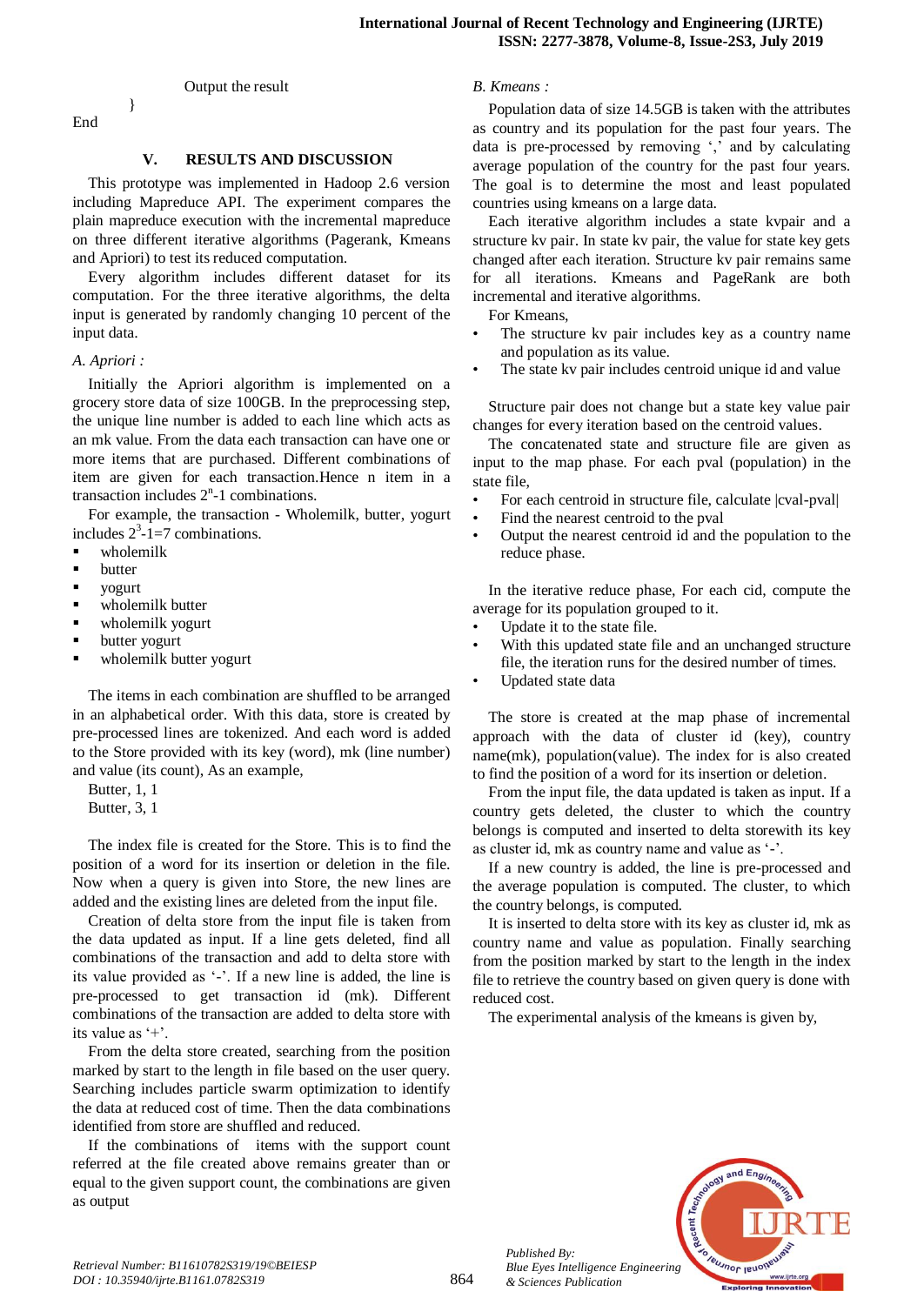Output the result

}

End

## V. RESULTS AND DISCUSSION

This prototype was implemented in Hadoop 2.6 version including Mapreduce API. The experiment compares the plain mapreduce execution with the incremental mapreduce on three different iterative algorithms (Pagerank, Kmeans and Apriori) to test its reduced computation.

Every algorithm includes different dataset for its computation. For the three iterative algorithms, the delta input is generated by randomly changing 10 percent of the input data.

### *A. Apriori :*

Initially the Apriori algorithm is implemented on a grocery store data of size 100GB. In the preprocessing step, the unique line number is added to each line which acts as an mk value. From the data each transaction can have one or more items that are purchased. Different combinations of item are given for each transaction.Hence n item in a transaction includes $2^n$-1 combinations.

For example, the transaction - Wholemilk, butter, yogurt includes $2^3$-1=7 combinations.

- wholemilk
- butter
- yogurt
- wholemilk butter
- wholemilk yogurt
- butter yogurt
- wholemilk butter yogurt

The items in each combination are shuffled to be arranged in an alphabetical order. With this data, store is created by pre-processed lines are tokenized. And each word is added to the Store provided with its key (word), mk (line number) and value (its count), As an example,

Butter, 1, 1
Butter, 3, 1

The index file is created for the Store. This is to find the position of a word for its insertion or deletion in the file. Now when a query is given into Store, the new lines are added and the existing lines are deleted from the input file.

Creation of delta store from the input file is taken from the data updated as input. If a line gets deleted, find all combinations of the transaction and add to delta store with its value provided as '-'. If a new line is added, the line is pre-processed to get transaction id (mk). Different combinations of the transaction are added to delta store with its value as '+'.

From the delta store created, searching from the position marked by start to the length in file based on the user query. Searching includes particle swarm optimization to identify the data at reduced cost of time. Then the data combinations identified from store are shuffled and reduced.

If the combinations of items with the support count referred at the file created above remains greater than or equal to the given support count, the combinations are given as output

### *B. Kmeans :*

Population data of size 14.5GB is taken with the attributes as country and its population for the past four years. The data is pre-processed by removing ',' and by calculating average population of the country for the past four years. The goal is to determine the most and least populated countries using kmeans on a large data.

Each iterative algorithm includes a state kvpair and a structure kv pair. In state kv pair, the value for state key gets changed after each iteration. Structure kv pair remains same for all iterations. Kmeans and PageRank are both incremental and iterative algorithms.

For Kmeans,

- The structure kv pair includes key as a country name and population as its value.
- The state kv pair includes centroid unique id and value

Structure pair does not change but a state key value pair changes for every iteration based on the centroid values.

The concatenated state and structure file are given as input to the map phase. For each pval (population) in the state file,

- For each centroid in structure file, calculate |cval-pval|
- Find the nearest centroid to the pval
- Output the nearest centroid id and the population to the reduce phase.

In the iterative reduce phase, For each cid, compute the average for its population grouped to it.

- Update it to the state file.
- With this updated state file and an unchanged structure file, the iteration runs for the desired number of times.
- Updated state data

The store is created at the map phase of incremental approach with the data of cluster id (key), country name(mk), population(value). The index is also created to find the position of a word for its insertion or deletion.

From the input file, the data updated is taken as input. If a country gets deleted, the cluster to which the country belongs is computed and inserted to delta storewith its key as cluster id, mk as country name and value as '-'.

If a new country is added, the line is pre-processed and the average population is computed. The cluster, to which the country belongs, is computed.

It is inserted to delta store with its key as cluster id, mk as country name and value as population. Finally searching from the position marked by start to the length in the index file to retrieve the country based on given query is done with reduced cost.

The experimental analysis of the kmeans is given by,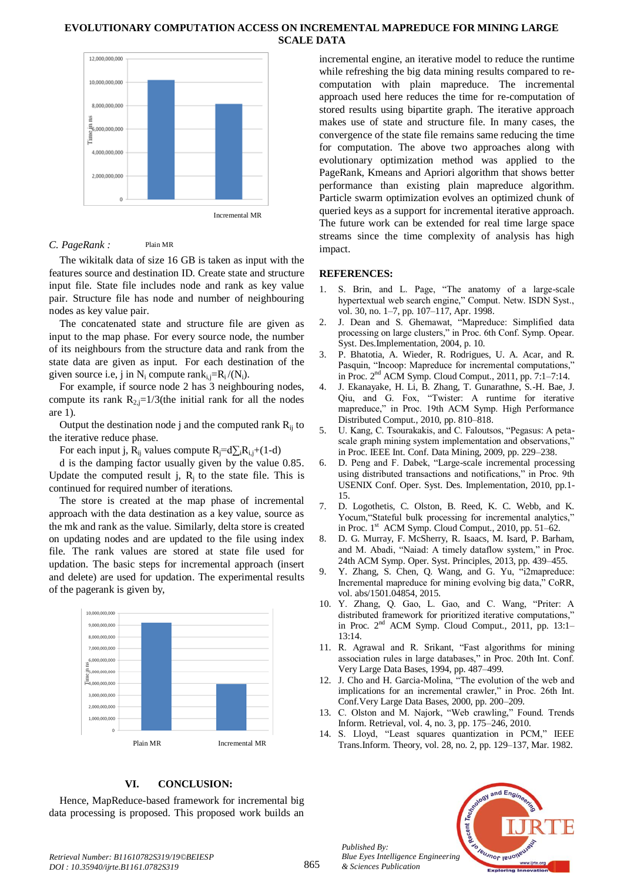12,000,000,000
10,000,000,000
8,000,000,000
6,000,000,000
4,000,000,000
2,000,000,000
0

Time in ns

Incremental MR

*C. PageRank :* Plain MR

The wikitalk data of size 16 GB is taken as input with the features source and destination ID. Create state and structure input file. State file includes node and rank as key value pair. Structure file has node and number of neighbouring nodes as key value pair.

The concatenated state and structure file are given as input to the map phase. For every source node, the number of its neighbours from the structure data and rank from the state data are given as input. For each destination of the given source i.e, j in $N_i$ compute $rank_{i,j}=R_i/(N_i)$.

For example, if source node 2 has 3 neighbouring nodes, compute its rank $R_{2,j}=1/3$(the initial rank for all the nodes are 1).

Output the destination node j and the computed rank $R_{ij}$ to the iterative reduce phase.

For each input j, $R_{ij}$ values compute $R_j=d\sum_i R_{i,j}+(1-d)$

d is the damping factor usually given by the value 0.85. Update the computed result j, $R_j$ to the state file. This is continued for required number of iterations.

The store is created at the map phase of incremental approach with the data destination as a key value, source as the mk and rank as the value. Similarly, delta store is created on updating nodes and are updated to the file using index file. The rank values are stored at state file used for updation. The basic steps for incremental approach (insert and delete) are used for updation. The experimental results of the pagerank is given by,

10,000,000,000
9,000,000,000
8,000,000,000
7,000,000,000
6,000,000,000
5,000,000,000
4,000,000,000
3,000,000,000
2,000,000,000
1,000,000,000
0

Time in ns

Plain MR

Incremental MR

## VI. CONCLUSION:

Hence, MapReduce-based framework for incremental big data processing is proposed. This proposed work builds an incremental engine, an iterative model to reduce the runtime while refreshing the big data mining results compared to re-computation with plain mapreduce. The incremental approach used here reduces the time for re-computation of stored results using bipartite graph. The iterative approach makes use of state and structure file. In many cases, the convergence of the state file remains same reducing the time for computation. The above two approaches along with evolutionary optimization method was applied to the PageRank, Kmeans and Apriori algorithm that shows better performance than existing plain mapreduce algorithm. Particle swarm optimization evolves an optimized chunk of queried keys as a support for incremental iterative approach. The future work can be extended for real time large space streams since the time complexity of analysis has high impact.

## REFERENCES:

1. S. Brin, and L. Page, "The anatomy of a large-scale hypertextual web search engine," Comput. Netw. ISDN Syst., vol. 30, no. 1–7, pp. 107–117, Apr. 1998.
2. J. Dean and S. Ghemawat, "Mapreduce: Simplified data processing on large clusters," in Proc. 6th Conf. Symp. Opear. Syst. Des.Implementation, 2004, p. 10.
3. P. Bhatotia, A. Wieder, R. Rodrigues, U. A. Acar, and R. Pasquin, "Incoop: Mapreduce for incremental computations," in Proc. 2nd ACM Symp. Cloud Comput., 2011, pp. 7:1–7:14.
4. J. Ekanayake, H. Li, B. Zhang, T. Gunarathne, S.-H. Bae, J. Qiu, and G. Fox, "Twister: A runtime for iterative mapreduce," in Proc. 19th ACM Symp. High Performance Distributed Comput., 2010, pp. 810–818.
5. U. Kang, C. Tsourakakis, and C. Faloutsos, "Pegasus: A peta-scale graph mining system implementation and observations," in Proc. IEEE Int. Conf. Data Mining, 2009, pp. 229–238.
6. D. Peng and F. Dabek, "Large-scale incremental processing using distributed transactions and notifications," in Proc. 9th USENIX Conf. Oper. Syst. Des. Implementation, 2010, pp.1-15.
7. D. Logothetis, C. Olston, B. Reed, K. C. Webb, and K. Yocum,"Stateful bulk processing for incremental analytics," in Proc. 1st ACM Symp. Cloud Comput., 2010, pp. 51–62.
8. D. G. Murray, F. McSherry, R. Isaacs, M. Isard, P. Barham, and M. Abadi, "Naiad: A timely dataflow system," in Proc. 24th ACM Symp. Oper. Syst. Principles, 2013, pp. 439–455.
9. Y. Zhang, S. Chen, Q. Wang, and G. Yu, "i2mapreduce: Incremental mapreduce for mining evolving big data," CoRR, vol. abs/1501.04854, 2015.
10. Y. Zhang, Q. Gao, L. Gao, and C. Wang, "Priter: A distributed framework for prioritized iterative computations," in Proc. 2nd ACM Symp. Cloud Comput., 2011, pp. 13:1–13:14.
11. R. Agrawal and R. Srikant, "Fast algorithms for mining association rules in large databases," in Proc. 20th Int. Conf. Very Large Data Bases, 1994, pp. 487–499.
12. J. Cho and H. Garcia-Molina, "The evolution of the web and implications for an incremental crawler," in Proc. 26th Int. Conf.Very Large Data Bases, 2000, pp. 200–209.
13. C. Olston and M. Najork, "Web crawling," Found. Trends Inform. Retrieval, vol. 4, no. 3, pp. 175–246, 2010.
14. S. Lloyd, "Least squares quantization in PCM," IEEE Trans.Inform. Theory, vol. 28, no. 2, pp. 129–137, Mar. 1982.